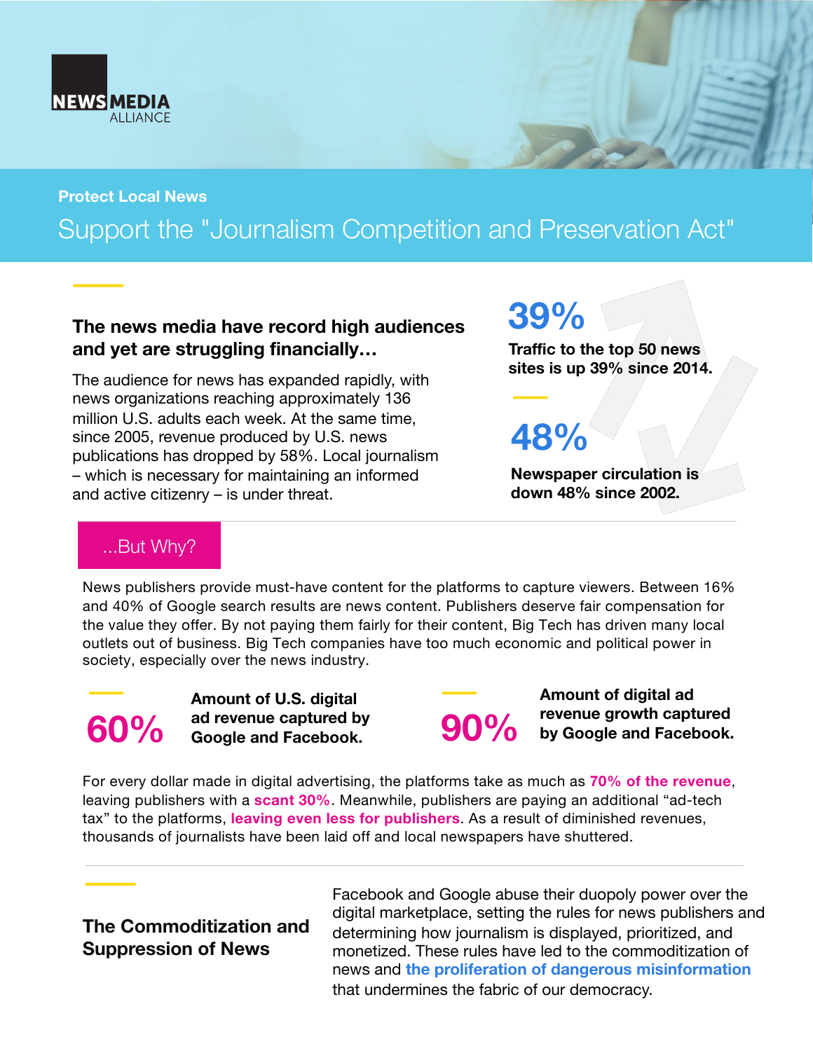NEWS MEDIA ALLIANCE

**Protect Local News**

# Support the "Journalism Competition and Preservation Act"

## The news media have record high audiences and yet are struggling financially…

The audience for news has expanded rapidly, with news organizations reaching approximately 136 million U.S. adults each week. At the same time, since 2005, revenue produced by U.S. news publications has dropped by 58%. Local journalism – which is necessary for maintaining an informed and active citizenry – is under threat.

**39%**

**Traffic to the top 50 news sites is up 39% since 2014.**

**48%**

**Newspaper circulation is down 48% since 2002.**

## ...But Why?

News publishers provide must-have content for the platforms to capture viewers. Between 16% and 40% of Google search results are news content. Publishers deserve fair compensation for the value they offer. By not paying them fairly for their content, Big Tech has driven many local outlets out of business. Big Tech companies have too much economic and political power in society, especially over the news industry.

**60%** **Amount of U.S. digital ad revenue captured by Google and Facebook.**

**90%** **Amount of digital ad revenue growth captured by Google and Facebook.**

For every dollar made in digital advertising, the platforms take as much as **70% of the revenue**, leaving publishers with a **scant 30%**. Meanwhile, publishers are paying an additional "ad-tech tax" to the platforms, **leaving even less for publishers**. As a result of diminished revenues, thousands of journalists have been laid off and local newspapers have shuttered.

## The Commoditization and Suppression of News

Facebook and Google abuse their duopoly power over the digital marketplace, setting the rules for news publishers and determining how journalism is displayed, prioritized, and monetized. These rules have led to the commoditization of news and **the proliferation of dangerous misinformation** that undermines the fabric of our democracy.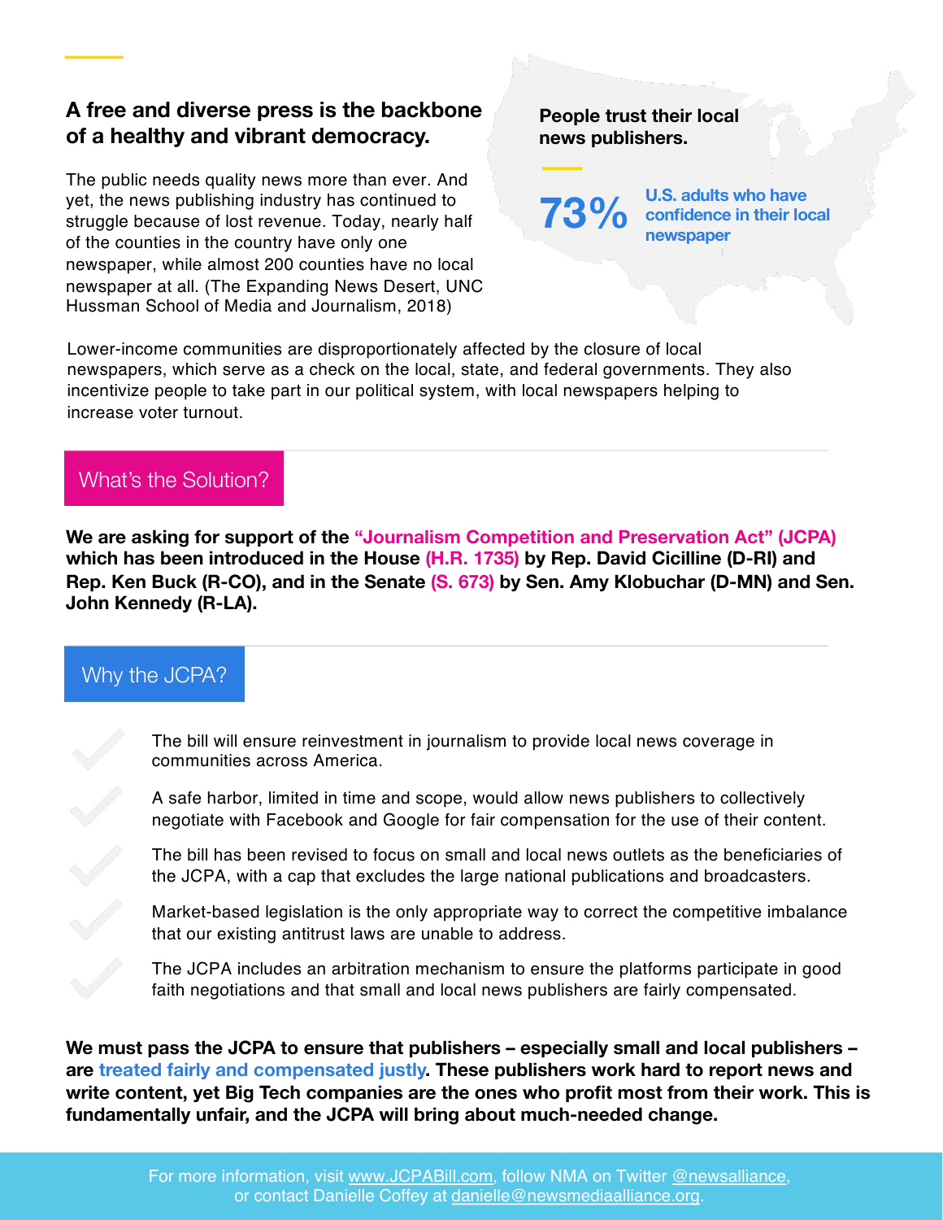## A free and diverse press is the backbone of a healthy and vibrant democracy.

The public needs quality news more than ever. And yet, the news publishing industry has continued to struggle because of lost revenue. Today, nearly half of the counties in the country have only one newspaper, while almost 200 counties have no local newspaper at all. (The Expanding News Desert, UNC Hussman School of Media and Journalism, 2018)

**People trust their local news publishers.**

**73%** U.S. adults who have confidence in their local newspaper

Lower-income communities are disproportionately affected by the closure of local newspapers, which serve as a check on the local, state, and federal governments. They also incentivize people to take part in our political system, with local newspapers helping to increase voter turnout.

## What's the Solution?

**We are asking for support of the "Journalism Competition and Preservation Act" (JCPA) which has been introduced in the House (H.R. 1735) by Rep. David Cicilline (D-RI) and Rep. Ken Buck (R-CO), and in the Senate (S. 673) by Sen. Amy Klobuchar (D-MN) and Sen. John Kennedy (R-LA).**

## Why the JCPA?

- The bill will ensure reinvestment in journalism to provide local news coverage in communities across America.
- A safe harbor, limited in time and scope, would allow news publishers to collectively negotiate with Facebook and Google for fair compensation for the use of their content.
- The bill has been revised to focus on small and local news outlets as the beneficiaries of the JCPA, with a cap that excludes the large national publications and broadcasters.
- Market-based legislation is the only appropriate way to correct the competitive imbalance that our existing antitrust laws are unable to address.
- The JCPA includes an arbitration mechanism to ensure the platforms participate in good faith negotiations and that small and local news publishers are fairly compensated.

**We must pass the JCPA to ensure that publishers – especially small and local publishers – are treated fairly and compensated justly. These publishers work hard to report news and write content, yet Big Tech companies are the ones who profit most from their work. This is fundamentally unfair, and the JCPA will bring about much-needed change.**

For more information, visit www.JCPABill.com, follow NMA on Twitter @newsalliance, or contact Danielle Coffey at danielle@newsmediaalliance.org.